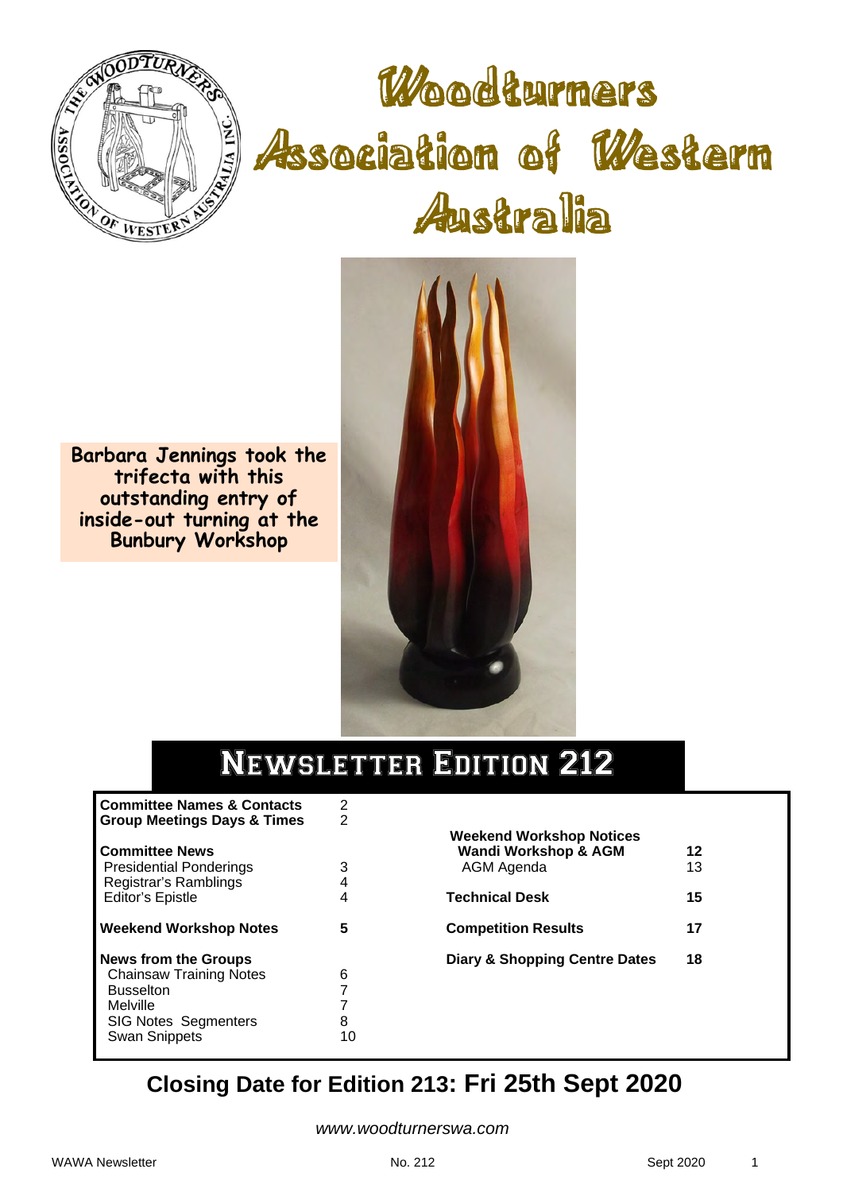# Woodturners Association of Western Australia

**Barbara Jennings took the trifecta with this outstanding entry of inside-out turning at the Bunbury Workshop**

## Newsletter Edition 212

| | | | |
|---|---|---|---|
| **Committee Names & Contacts** | 2 | | |
| **Group Meetings Days & Times** | 2 | **Weekend Workshop Notices** | |
| **Committee News** | | **Wandi Workshop & AGM** | **12** |
| Presidential Ponderings | 3 | AGM Agenda | 13 |
| Registrar's Ramblings | 4 | | |
| Editor's Epistle | 4 | **Technical Desk** | **15** |
| **Weekend Workshop Notes** | **5** | **Competition Results** | **17** |
| **News from the Groups** | | **Diary & Shopping Centre Dates** | **18** |
| Chainsaw Training Notes | 6 | | |
| Busselton | 7 | | |
| Melville | 7 | | |
| SIG Notes Segmenters | 8 | | |
| Swan Snippets | 10 | | |

## Closing Date for Edition 213: Fri 25th Sept 2020

*www.woodturnerswa.com*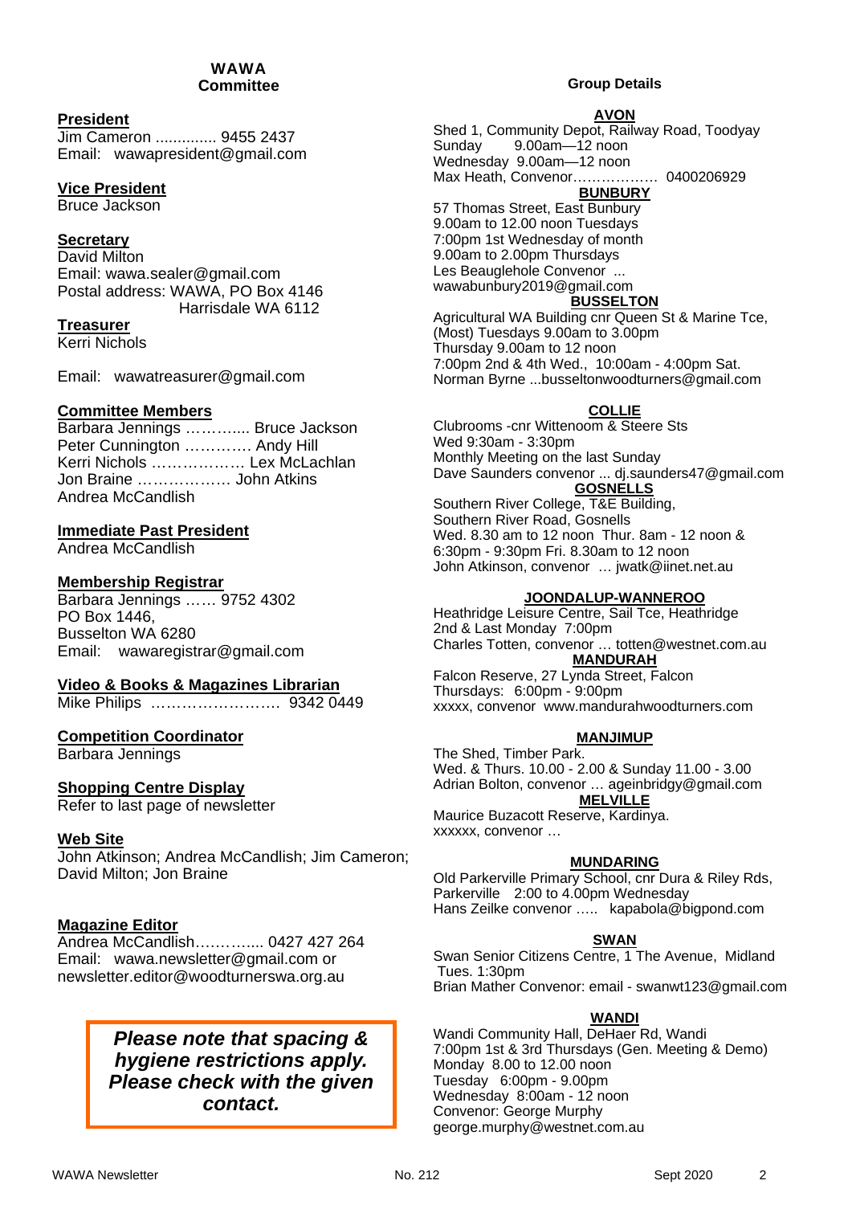## WAWA Committee

**President**
Jim Cameron .............. 9455 2437
Email: wawapresident@gmail.com

**Vice President**
Bruce Jackson

**Secretary**
David Milton
Email: wawa.sealer@gmail.com
Postal address: WAWA, PO Box 4146
Harrisdale WA 6112

**Treasurer**
Kerri Nichols

Email: wawatreasurer@gmail.com

**Committee Members**
Barbara Jennings …….….... Bruce Jackson
Peter Cunnington …………. Andy Hill
Kerri Nichols ……………… Lex McLachlan
Jon Braine ……………… John Atkins
Andrea McCandlish

**Immediate Past President**
Andrea McCandlish

**Membership Registrar**
Barbara Jennings …… 9752 4302
PO Box 1446,
Busselton WA 6280
Email: wawaregistrar@gmail.com

**Video & Books & Magazines Librarian**
Mike Philips ……………………. 9342 0449

**Competition Coordinator**
Barbara Jennings

**Shopping Centre Display**
Refer to last page of newsletter

**Web Site**
John Atkinson; Andrea McCandlish; Jim Cameron; David Milton; Jon Braine

**Magazine Editor**
Andrea McCandlish…………... 0427 427 264
Email: wawa.newsletter@gmail.com or newsletter.editor@woodturnerswa.org.au

***Please note that spacing & hygiene restrictions apply. Please check with the given contact.***

## Group Details

**AVON**
Shed 1, Community Depot, Railway Road, Toodyay
Sunday 9.00am—12 noon
Wednesday 9.00am—12 noon
Max Heath, Convenor……………… 0400206929

**BUNBURY**
57 Thomas Street, East Bunbury
9.00am to 12.00 noon Tuesdays
7:00pm 1st Wednesday of month
9.00am to 2.00pm Thursdays
Les Beauglehole Convenor ...
wawabunbury2019@gmail.com

**BUSSELTON**
Agricultural WA Building cnr Queen St & Marine Tce,
(Most) Tuesdays 9.00am to 3.00pm
Thursday 9.00am to 12 noon
7:00pm 2nd & 4th Wed., 10:00am - 4:00pm Sat.
Norman Byrne ...busseltonwoodturners@gmail.com

**COLLIE**
Clubrooms -cnr Wittenoom & Steere Sts
Wed 9:30am - 3:30pm
Monthly Meeting on the last Sunday
Dave Saunders convenor ... dj.saunders47@gmail.com

**GOSNELLS**
Southern River College, T&E Building,
Southern River Road, Gosnells
Wed. 8.30 am to 12 noon Thur. 8am - 12 noon &
6:30pm - 9:30pm Fri. 8.30am to 12 noon
John Atkinson, convenor … jwatk@iinet.net.au

**JOONDALUP-WANNEROO**
Heathridge Leisure Centre, Sail Tce, Heathridge
2nd & Last Monday 7:00pm
Charles Totten, convenor … totten@westnet.com.au

**MANDURAH**
Falcon Reserve, 27 Lynda Street, Falcon
Thursdays: 6:00pm - 9:00pm
xxxxx, convenor www.mandurahwoodturners.com

**MANJIMUP**
The Shed, Timber Park.
Wed. & Thurs. 10.00 - 2.00 & Sunday 11.00 - 3.00
Adrian Bolton, convenor … ageinbridgy@gmail.com

**MELVILLE**
Maurice Buzacott Reserve, Kardinya.
xxxxxx, convenor …

**MUNDARING**
Old Parkerville Primary School, cnr Dura & Riley Rds,
Parkerville 2:00 to 4.00pm Wednesday
Hans Zeilke convenor ….. kapabola@bigpond.com

**SWAN**
Swan Senior Citizens Centre, 1 The Avenue, Midland
Tues. 1:30pm
Brian Mather Convenor: email - swanwt123@gmail.com

**WANDI**
Wandi Community Hall, DeHaer Rd, Wandi
7:00pm 1st & 3rd Thursdays (Gen. Meeting & Demo)
Monday 8.00 to 12.00 noon
Tuesday 6:00pm - 9.00pm
Wednesday 8:00am - 12 noon
Convenor: George Murphy
george.murphy@westnet.com.au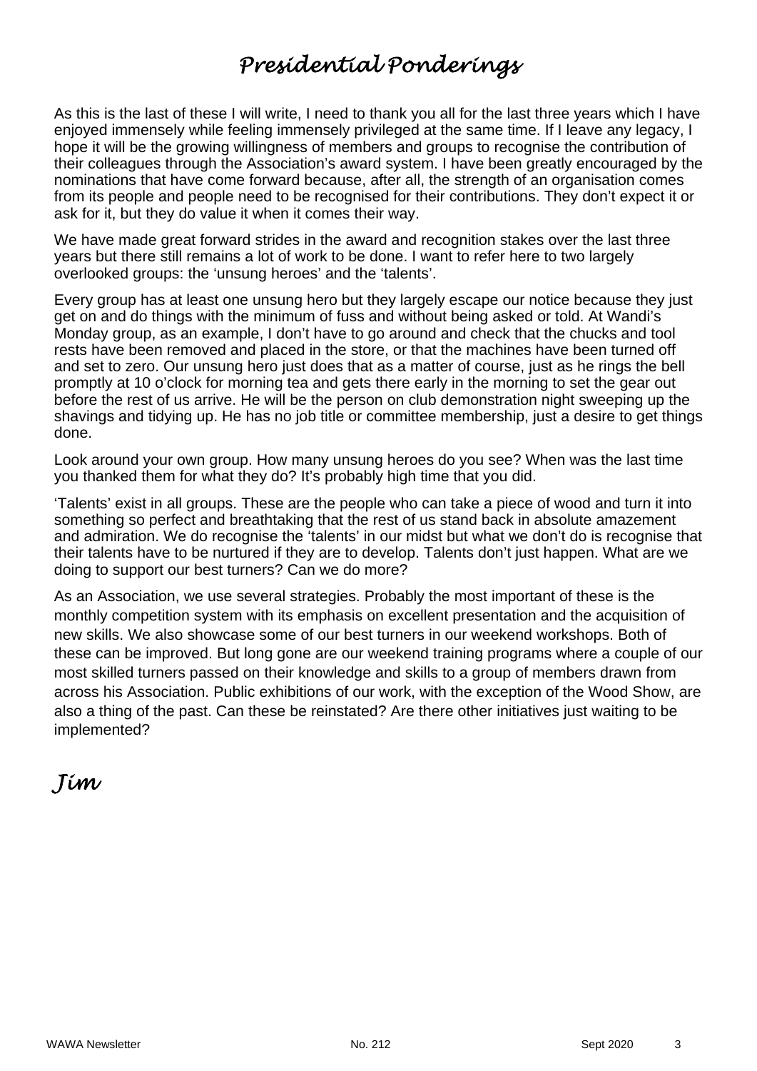# *Presidential Ponderings*

As this is the last of these I will write, I need to thank you all for the last three years which I have enjoyed immensely while feeling immensely privileged at the same time. If I leave any legacy, I hope it will be the growing willingness of members and groups to recognise the contribution of their colleagues through the Association's award system. I have been greatly encouraged by the nominations that have come forward because, after all, the strength of an organisation comes from its people and people need to be recognised for their contributions. They don't expect it or ask for it, but they do value it when it comes their way.

We have made great forward strides in the award and recognition stakes over the last three years but there still remains a lot of work to be done. I want to refer here to two largely overlooked groups: the 'unsung heroes' and the 'talents'.

Every group has at least one unsung hero but they largely escape our notice because they just get on and do things with the minimum of fuss and without being asked or told. At Wandi's Monday group, as an example, I don't have to go around and check that the chucks and tool rests have been removed and placed in the store, or that the machines have been turned off and set to zero. Our unsung hero just does that as a matter of course, just as he rings the bell promptly at 10 o'clock for morning tea and gets there early in the morning to set the gear out before the rest of us arrive. He will be the person on club demonstration night sweeping up the shavings and tidying up. He has no job title or committee membership, just a desire to get things done.

Look around your own group. How many unsung heroes do you see? When was the last time you thanked them for what they do? It's probably high time that you did.

'Talents' exist in all groups. These are the people who can take a piece of wood and turn it into something so perfect and breathtaking that the rest of us stand back in absolute amazement and admiration. We do recognise the 'talents' in our midst but what we don't do is recognise that their talents have to be nurtured if they are to develop. Talents don't just happen. What are we doing to support our best turners? Can we do more?

As an Association, we use several strategies. Probably the most important of these is the monthly competition system with its emphasis on excellent presentation and the acquisition of new skills. We also showcase some of our best turners in our weekend workshops. Both of these can be improved. But long gone are our weekend training programs where a couple of our most skilled turners passed on their knowledge and skills to a group of members drawn from across his Association. Public exhibitions of our work, with the exception of the Wood Show, are also a thing of the past. Can these be reinstated? Are there other initiatives just waiting to be implemented?

***Jim***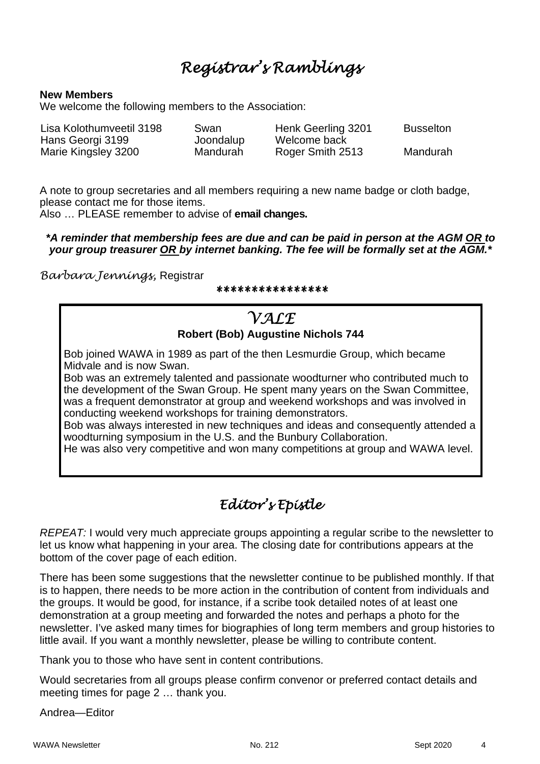# *Registrar's Ramblings*

**New Members**

We welcome the following members to the Association:

| | | | |
|---|---|---|---|
| Lisa Kolothumveetil 3198 | Swan | Henk Geerling 3201 | Busselton |
| Hans Georgi 3199 | Joondalup | Welcome back | |
| Marie Kingsley 3200 | Mandurah | Roger Smith 2513 | Mandurah |

A note to group secretaries and all members requiring a new name badge or cloth badge, please contact me for those items.
Also … PLEASE remember to advise of **email changes.**

***A reminder that membership fees are due and can be paid in person at the AGM <u>OR</u> to your group treasurer <u>OR</u> by internet banking. The fee will be formally set at the AGM.***

*Barbara Jennings,* Registrar

\*\*\*\*\*\*\*\*\*\*\*\*\*\*\*\*

## *VALE*

**Robert (Bob) Augustine Nichols 744**

Bob joined WAWA in 1989 as part of the then Lesmurdie Group, which became Midvale and is now Swan.
Bob was an extremely talented and passionate woodturner who contributed much to the development of the Swan Group. He spent many years on the Swan Committee, was a frequent demonstrator at group and weekend workshops and was involved in conducting weekend workshops for training demonstrators.
Bob was always interested in new techniques and ideas and consequently attended a woodturning symposium in the U.S. and the Bunbury Collaboration.
He was also very competitive and won many competitions at group and WAWA level.

# *Editor's Epistle*

*REPEAT:* I would very much appreciate groups appointing a regular scribe to the newsletter to let us know what happening in your area. The closing date for contributions appears at the bottom of the cover page of each edition.

There has been some suggestions that the newsletter continue to be published monthly. If that is to happen, there needs to be more action in the contribution of content from individuals and the groups. It would be good, for instance, if a scribe took detailed notes of at least one demonstration at a group meeting and forwarded the notes and perhaps a photo for the newsletter. I've asked many times for biographies of long term members and group histories to little avail. If you want a monthly newsletter, please be willing to contribute content.

Thank you to those who have sent in content contributions.

Would secretaries from all groups please confirm convenor or preferred contact details and meeting times for page 2 … thank you.

Andrea—Editor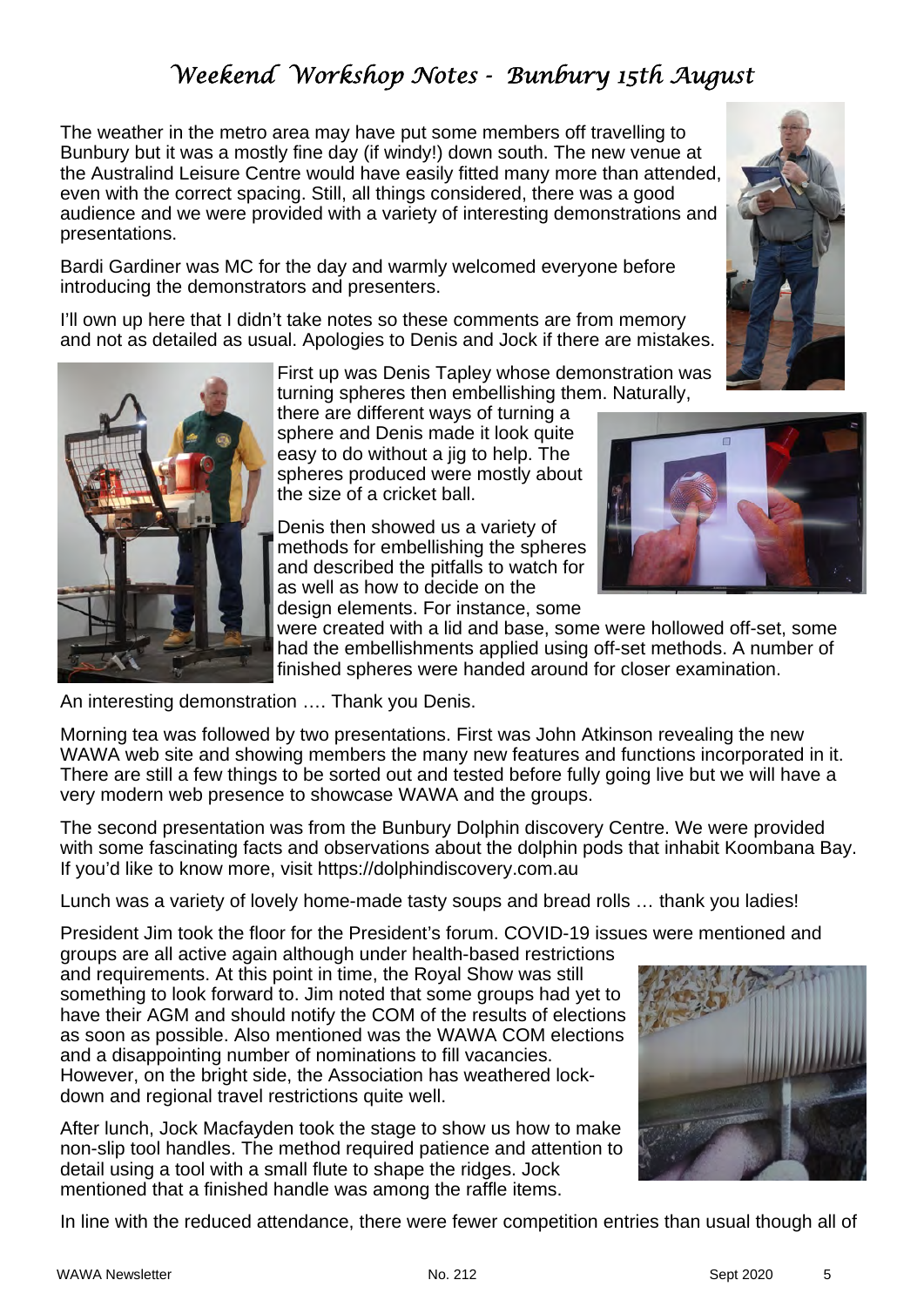# *Weekend Workshop Notes - Bunbury 15th August*

The weather in the metro area may have put some members off travelling to Bunbury but it was a mostly fine day (if windy!) down south. The new venue at the Australind Leisure Centre would have easily fitted many more than attended, even with the correct spacing. Still, all things considered, there was a good audience and we were provided with a variety of interesting demonstrations and presentations.

Bardi Gardiner was MC for the day and warmly welcomed everyone before introducing the demonstrators and presenters.

I'll own up here that I didn't take notes so these comments are from memory and not as detailed as usual. Apologies to Denis and Jock if there are mistakes.

First up was Denis Tapley whose demonstration was turning spheres then embellishing them. Naturally, there are different ways of turning a sphere and Denis made it look quite easy to do without a jig to help. The spheres produced were mostly about the size of a cricket ball.

Denis then showed us a variety of methods for embellishing the spheres and described the pitfalls to watch for as well as how to decide on the design elements. For instance, some were created with a lid and base, some were hollowed off-set, some had the embellishments applied using off-set methods. A number of finished spheres were handed around for closer examination.

An interesting demonstration …. Thank you Denis.

Morning tea was followed by two presentations. First was John Atkinson revealing the new WAWA web site and showing members the many new features and functions incorporated in it. There are still a few things to be sorted out and tested before fully going live but we will have a very modern web presence to showcase WAWA and the groups.

The second presentation was from the Bunbury Dolphin discovery Centre. We were provided with some fascinating facts and observations about the dolphin pods that inhabit Koombana Bay. If you'd like to know more, visit https://dolphindiscovery.com.au

Lunch was a variety of lovely home-made tasty soups and bread rolls … thank you ladies!

President Jim took the floor for the President's forum. COVID-19 issues were mentioned and groups are all active again although under health-based restrictions and requirements. At this point in time, the Royal Show was still something to look forward to. Jim noted that some groups had yet to have their AGM and should notify the COM of the results of elections as soon as possible. Also mentioned was the WAWA COM elections and a disappointing number of nominations to fill vacancies. However, on the bright side, the Association has weathered lock-down and regional travel restrictions quite well.

After lunch, Jock Macfayden took the stage to show us how to make non-slip tool handles. The method required patience and attention to detail using a tool with a small flute to shape the ridges. Jock mentioned that a finished handle was among the raffle items.

In line with the reduced attendance, there were fewer competition entries than usual though all of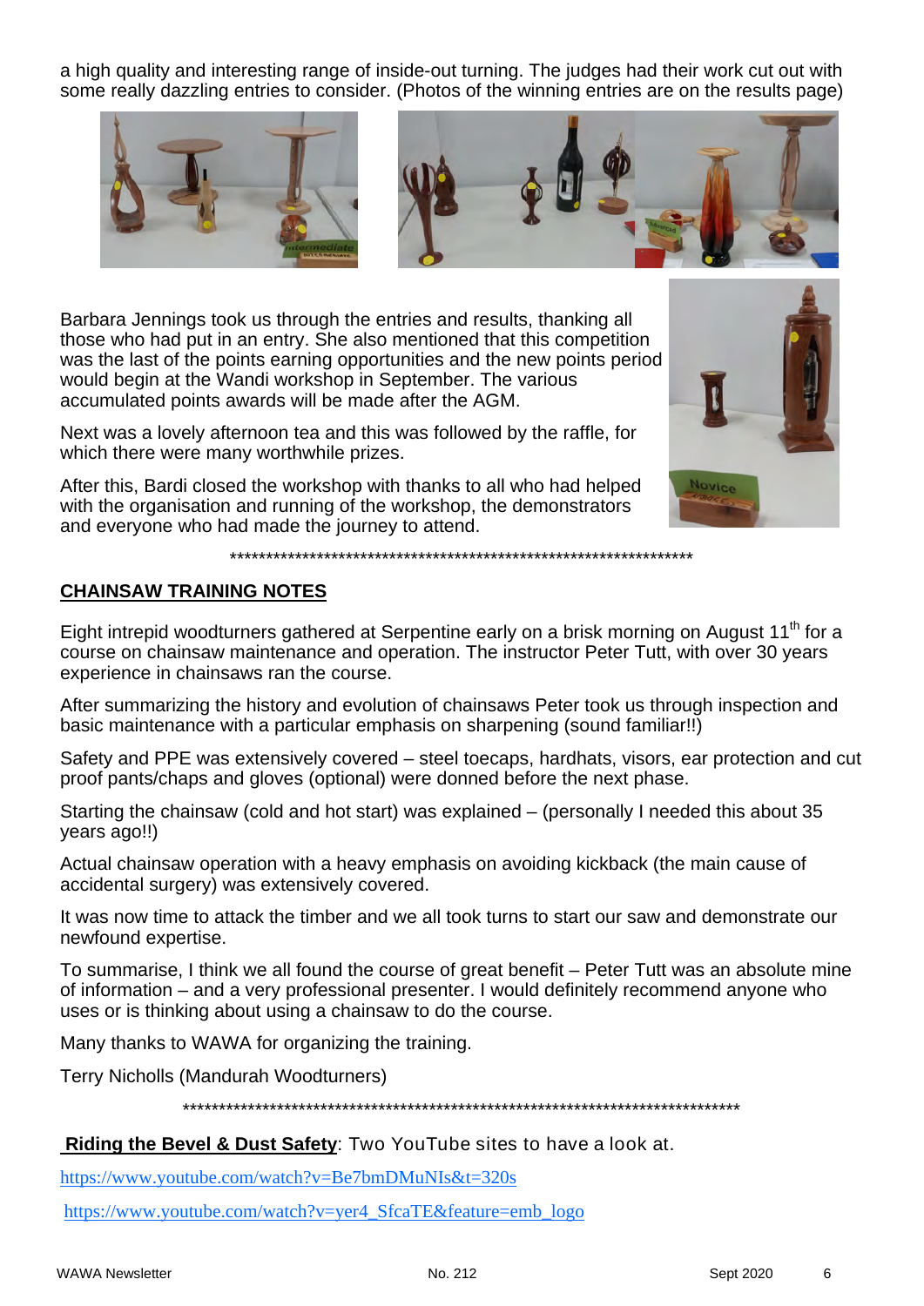a high quality and interesting range of inside-out turning. The judges had their work cut out with some really dazzling entries to consider. (Photos of the winning entries are on the results page)

Barbara Jennings took us through the entries and results, thanking all those who had put in an entry. She also mentioned that this competition was the last of the points earning opportunities and the new points period would begin at the Wandi workshop in September. The various accumulated points awards will be made after the AGM.

Next was a lovely afternoon tea and this was followed by the raffle, for which there were many worthwhile prizes.

After this, Bardi closed the workshop with thanks to all who had helped with the organisation and running of the workshop, the demonstrators and everyone who had made the journey to attend.

*********************************************************************

## CHAINSAW TRAINING NOTES

Eight intrepid woodturners gathered at Serpentine early on a brisk morning on August 11th for a course on chainsaw maintenance and operation. The instructor Peter Tutt, with over 30 years experience in chainsaws ran the course.

After summarizing the history and evolution of chainsaws Peter took us through inspection and basic maintenance with a particular emphasis on sharpening (sound familiar!!)

Safety and PPE was extensively covered – steel toecaps, hardhats, visors, ear protection and cut proof pants/chaps and gloves (optional) were donned before the next phase.

Starting the chainsaw (cold and hot start) was explained – (personally I needed this about 35 years ago!!)

Actual chainsaw operation with a heavy emphasis on avoiding kickback (the main cause of accidental surgery) was extensively covered.

It was now time to attack the timber and we all took turns to start our saw and demonstrate our newfound expertise.

To summarise, I think we all found the course of great benefit – Peter Tutt was an absolute mine of information – and a very professional presenter. I would definitely recommend anyone who uses or is thinking about using a chainsaw to do the course.

Many thanks to WAWA for organizing the training.

Terry Nicholls (Mandurah Woodturners)

*********************************************************************************

**Riding the Bevel & Dust Safety**: Two YouTube sites to have a look at.

https://www.youtube.com/watch?v=Be7bmDMuNIs&t=320s

https://www.youtube.com/watch?v=yer4_SfcaTE&feature=emb_logo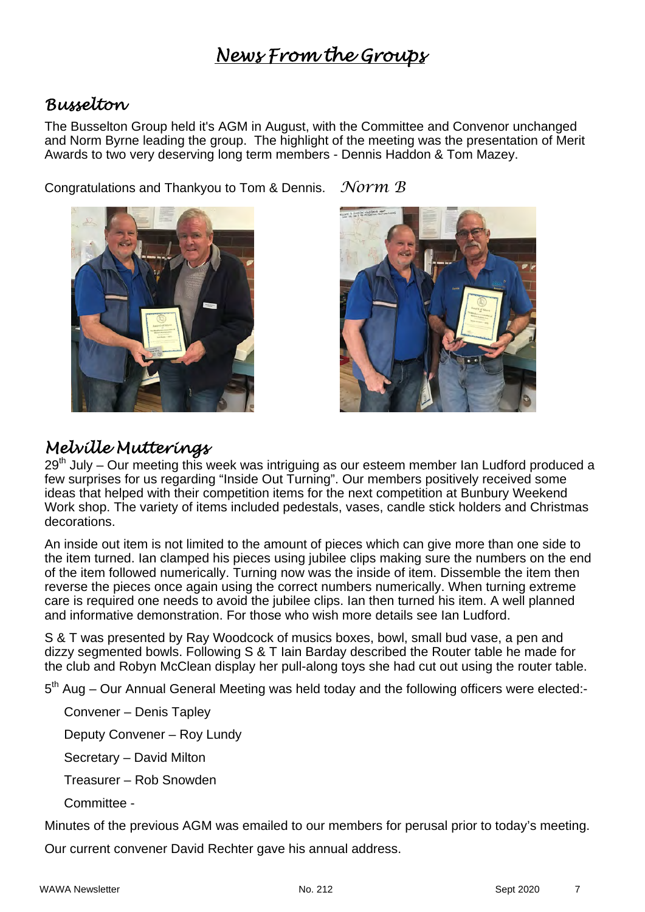# News From the Groups

## Busselton

The Busselton Group held it's AGM in August, with the Committee and Convenor unchanged and Norm Byrne leading the group. The highlight of the meeting was the presentation of Merit Awards to two very deserving long term members - Dennis Haddon & Tom Mazey.

Congratulations and Thankyou to Tom & Dennis. *Norm B*

## Melville Mutterings

29th July – Our meeting this week was intriguing as our esteem member Ian Ludford produced a few surprises for us regarding "Inside Out Turning". Our members positively received some ideas that helped with their competition items for the next competition at Bunbury Weekend Work shop. The variety of items included pedestals, vases, candle stick holders and Christmas decorations.

An inside out item is not limited to the amount of pieces which can give more than one side to the item turned. Ian clamped his pieces using jubilee clips making sure the numbers on the end of the item followed numerically. Turning now was the inside of item. Dissemble the item then reverse the pieces once again using the correct numbers numerically. When turning extreme care is required one needs to avoid the jubilee clips. Ian then turned his item. A well planned and informative demonstration. For those who wish more details see Ian Ludford.

S & T was presented by Ray Woodcock of musics boxes, bowl, small bud vase, a pen and dizzy segmented bowls. Following S & T Iain Barday described the Router table he made for the club and Robyn McClean display her pull-along toys she had cut out using the router table.

5th Aug – Our Annual General Meeting was held today and the following officers were elected:-

Convener – Denis Tapley

Deputy Convener – Roy Lundy

Secretary – David Milton

Treasurer – Rob Snowden

Committee -

Minutes of the previous AGM was emailed to our members for perusal prior to today's meeting.

Our current convener David Rechter gave his annual address.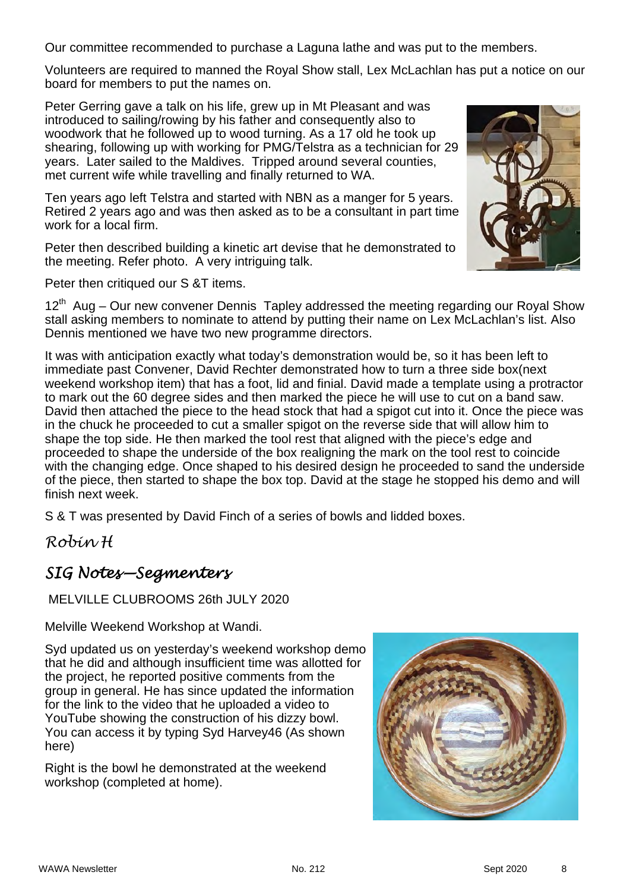Our committee recommended to purchase a Laguna lathe and was put to the members.

Volunteers are required to manned the Royal Show stall, Lex McLachlan has put a notice on our board for members to put the names on.

Peter Gerring gave a talk on his life, grew up in Mt Pleasant and was introduced to sailing/rowing by his father and consequently also to woodwork that he followed up to wood turning. As a 17 old he took up shearing, following up with working for PMG/Telstra as a technician for 29 years. Later sailed to the Maldives. Tripped around several counties, met current wife while travelling and finally returned to WA.

Ten years ago left Telstra and started with NBN as a manger for 5 years. Retired 2 years ago and was then asked as to be a consultant in part time work for a local firm.

Peter then described building a kinetic art devise that he demonstrated to the meeting. Refer photo. A very intriguing talk.

Peter then critiqued our S &T items.

12th Aug – Our new convener Dennis Tapley addressed the meeting regarding our Royal Show stall asking members to nominate to attend by putting their name on Lex McLachlan's list. Also Dennis mentioned we have two new programme directors.

It was with anticipation exactly what today's demonstration would be, so it has been left to immediate past Convener, David Rechter demonstrated how to turn a three side box(next weekend workshop item) that has a foot, lid and finial. David made a template using a protractor to mark out the 60 degree sides and then marked the piece he will use to cut on a band saw. David then attached the piece to the head stock that had a spigot cut into it. Once the piece was in the chuck he proceeded to cut a smaller spigot on the reverse side that will allow him to shape the top side. He then marked the tool rest that aligned with the piece's edge and proceeded to shape the underside of the box realigning the mark on the tool rest to coincide with the changing edge. Once shaped to his desired design he proceeded to sand the underside of the piece, then started to shape the box top. David at the stage he stopped his demo and will finish next week.

S & T was presented by David Finch of a series of bowls and lidded boxes.

*Robin H*

## *SIG Notes—Segmenters*

MELVILLE CLUBROOMS 26th JULY 2020

Melville Weekend Workshop at Wandi.

Syd updated us on yesterday's weekend workshop demo that he did and although insufficient time was allotted for the project, he reported positive comments from the group in general. He has since updated the information for the link to the video that he uploaded a video to YouTube showing the construction of his dizzy bowl. You can access it by typing Syd Harvey46 (As shown here)

Right is the bowl he demonstrated at the weekend workshop (completed at home).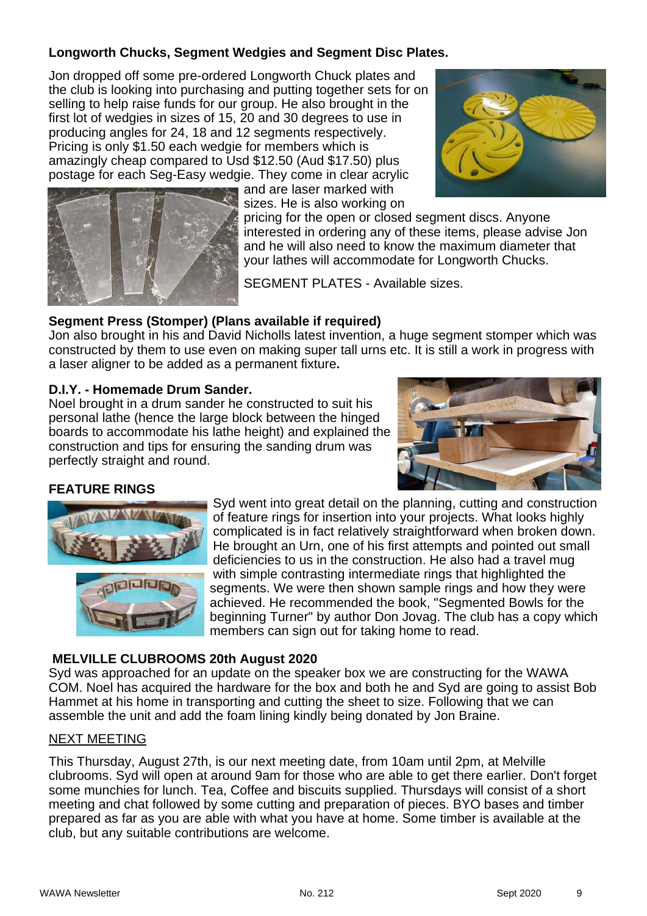**Longworth Chucks, Segment Wedgies and Segment Disc Plates.**

Jon dropped off some pre-ordered Longworth Chuck plates and the club is looking into purchasing and putting together sets for on selling to help raise funds for our group. He also brought in the first lot of wedgies in sizes of 15, 20 and 30 degrees to use in producing angles for 24, 18 and 12 segments respectively. Pricing is only $1.50 each wedgie for members which is amazingly cheap compared to Usd $12.50 (Aud $17.50) plus postage for each Seg-Easy wedgie. They come in clear acrylic and are laser marked with sizes. He is also working on pricing for the open or closed segment discs. Anyone interested in ordering any of these items, please advise Jon and he will also need to know the maximum diameter that your lathes will accommodate for Longworth Chucks.

SEGMENT PLATES - Available sizes.

**Segment Press (Stomper) (Plans available if required)**

Jon also brought in his and David Nicholls latest invention, a huge segment stomper which was constructed by them to use even on making super tall urns etc. It is still a work in progress with a laser aligner to be added as a permanent fixture**.**

**D.I.Y. - Homemade Drum Sander.**

Noel brought in a drum sander he constructed to suit his personal lathe (hence the large block between the hinged boards to accommodate his lathe height) and explained the construction and tips for ensuring the sanding drum was perfectly straight and round.

**FEATURE RINGS**

Syd went into great detail on the planning, cutting and construction of feature rings for insertion into your projects. What looks highly complicated is in fact relatively straightforward when broken down. He brought an Urn, one of his first attempts and pointed out small deficiencies to us in the construction. He also had a travel mug with simple contrasting intermediate rings that highlighted the segments. We were then shown sample rings and how they were achieved. He recommended the book, "Segmented Bowls for the beginning Turner" by author Don Jovag. The club has a copy which members can sign out for taking home to read.

**MELVILLE CLUBROOMS 20th August 2020**

Syd was approached for an update on the speaker box we are constructing for the WAWA COM. Noel has acquired the hardware for the box and both he and Syd are going to assist Bob Hammet at his home in transporting and cutting the sheet to size. Following that we can assemble the unit and add the foam lining kindly being donated by Jon Braine.

NEXT MEETING

This Thursday, August 27th, is our next meeting date, from 10am until 2pm, at Melville clubrooms. Syd will open at around 9am for those who are able to get there earlier. Don't forget some munchies for lunch. Tea, Coffee and biscuits supplied. Thursdays will consist of a short meeting and chat followed by some cutting and preparation of pieces. BYO bases and timber prepared as far as you are able with what you have at home. Some timber is available at the club, but any suitable contributions are welcome.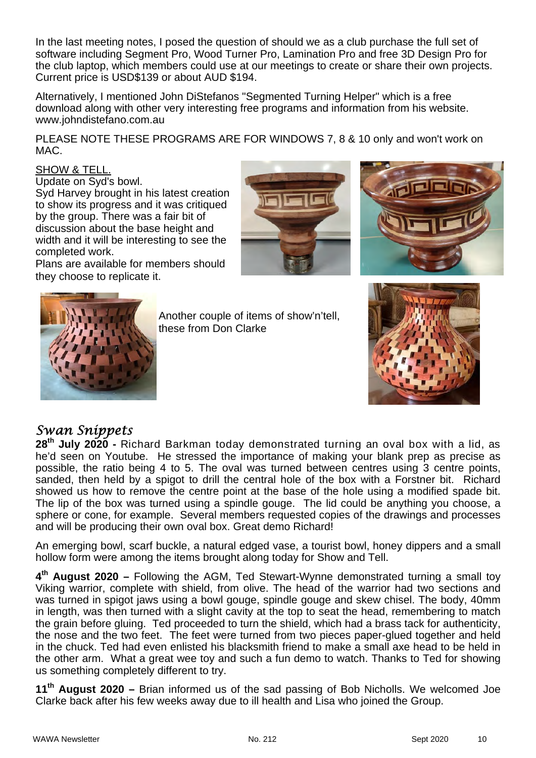In the last meeting notes, I posed the question of should we as a club purchase the full set of software including Segment Pro, Wood Turner Pro, Lamination Pro and free 3D Design Pro for the club laptop, which members could use at our meetings to create or share their own projects. Current price is USD$139 or about AUD $194.

Alternatively, I mentioned John DiStefanos "Segmented Turning Helper" which is a free download along with other very interesting free programs and information from his website. www.johndistefano.com.au

PLEASE NOTE THESE PROGRAMS ARE FOR WINDOWS 7, 8 & 10 only and won't work on MAC.

<u>SHOW & TELL.</u>

Update on Syd's bowl.

Syd Harvey brought in his latest creation to show its progress and it was critiqued by the group. There was a fair bit of discussion about the base height and width and it will be interesting to see the completed work.

Plans are available for members should they choose to replicate it.

Another couple of items of show'n'tell, these from Don Clarke

## *Swan Snippets*

**28th July 2020 -** Richard Barkman today demonstrated turning an oval box with a lid, as he'd seen on Youtube. He stressed the importance of making your blank prep as precise as possible, the ratio being 4 to 5. The oval was turned between centres using 3 centre points, sanded, then held by a spigot to drill the central hole of the box with a Forstner bit. Richard showed us how to remove the centre point at the base of the hole using a modified spade bit. The lip of the box was turned using a spindle gouge. The lid could be anything you choose, a sphere or cone, for example. Several members requested copies of the drawings and processes and will be producing their own oval box. Great demo Richard!

An emerging bowl, scarf buckle, a natural edged vase, a tourist bowl, honey dippers and a small hollow form were among the items brought along today for Show and Tell.

**4th August 2020 –** Following the AGM, Ted Stewart-Wynne demonstrated turning a small toy Viking warrior, complete with shield, from olive. The head of the warrior had two sections and was turned in spigot jaws using a bowl gouge, spindle gouge and skew chisel. The body, 40mm in length, was then turned with a slight cavity at the top to seat the head, remembering to match the grain before gluing. Ted proceeded to turn the shield, which had a brass tack for authenticity, the nose and the two feet. The feet were turned from two pieces paper-glued together and held in the chuck. Ted had even enlisted his blacksmith friend to make a small axe head to be held in the other arm. What a great wee toy and such a fun demo to watch. Thanks to Ted for showing us something completely different to try.

**11th August 2020 –** Brian informed us of the sad passing of Bob Nicholls. We welcomed Joe Clarke back after his few weeks away due to ill health and Lisa who joined the Group.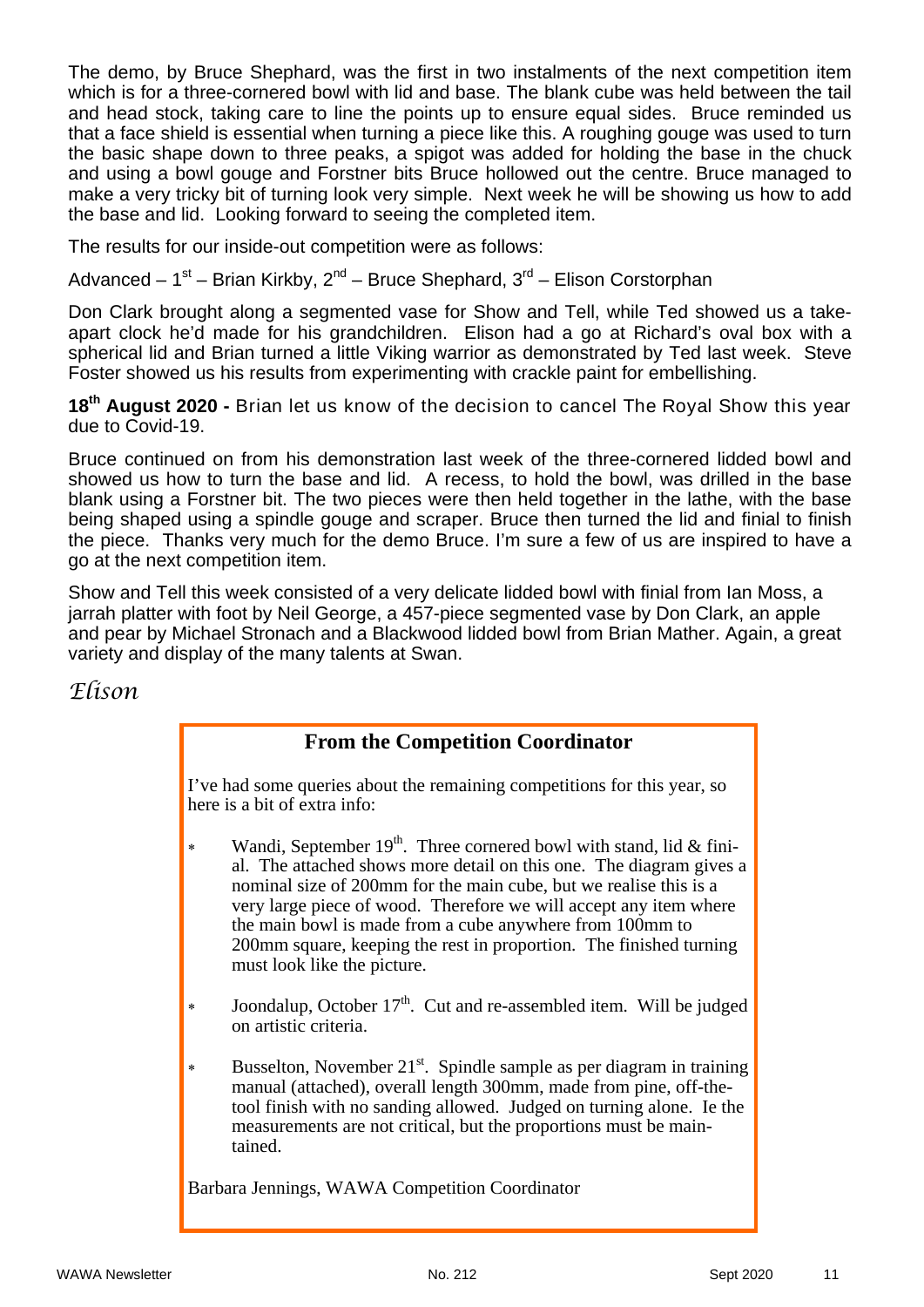The demo, by Bruce Shephard, was the first in two instalments of the next competition item which is for a three-cornered bowl with lid and base. The blank cube was held between the tail and head stock, taking care to line the points up to ensure equal sides. Bruce reminded us that a face shield is essential when turning a piece like this. A roughing gouge was used to turn the basic shape down to three peaks, a spigot was added for holding the base in the chuck and using a bowl gouge and Forstner bits Bruce hollowed out the centre. Bruce managed to make a very tricky bit of turning look very simple. Next week he will be showing us how to add the base and lid. Looking forward to seeing the completed item.

The results for our inside-out competition were as follows:

Advanced – 1st – Brian Kirkby, 2nd – Bruce Shephard, 3rd – Elison Corstorphan

Don Clark brought along a segmented vase for Show and Tell, while Ted showed us a take-apart clock he'd made for his grandchildren. Elison had a go at Richard's oval box with a spherical lid and Brian turned a little Viking warrior as demonstrated by Ted last week. Steve Foster showed us his results from experimenting with crackle paint for embellishing.

**18th August 2020 -** Brian let us know of the decision to cancel The Royal Show this year due to Covid-19.

Bruce continued on from his demonstration last week of the three-cornered lidded bowl and showed us how to turn the base and lid. A recess, to hold the bowl, was drilled in the base blank using a Forstner bit. The two pieces were then held together in the lathe, with the base being shaped using a spindle gouge and scraper. Bruce then turned the lid and finial to finish the piece. Thanks very much for the demo Bruce. I'm sure a few of us are inspired to have a go at the next competition item.

Show and Tell this week consisted of a very delicate lidded bowl with finial from Ian Moss, a jarrah platter with foot by Neil George, a 457-piece segmented vase by Don Clark, an apple and pear by Michael Stronach and a Blackwood lidded bowl from Brian Mather. Again, a great variety and display of the many talents at Swan.

*Elison*

## From the Competition Coordinator

I've had some queries about the remaining competitions for this year, so here is a bit of extra info:

- Wandi, September 19th. Three cornered bowl with stand, lid & finial. The attached shows more detail on this one. The diagram gives a nominal size of 200mm for the main cube, but we realise this is a very large piece of wood. Therefore we will accept any item where the main bowl is made from a cube anywhere from 100mm to 200mm square, keeping the rest in proportion. The finished turning must look like the picture.
- Joondalup, October 17th. Cut and re-assembled item. Will be judged on artistic criteria.
- Busselton, November 21st. Spindle sample as per diagram in training manual (attached), overall length 300mm, made from pine, off-the-tool finish with no sanding allowed. Judged on turning alone. Ie the measurements are not critical, but the proportions must be maintained.

Barbara Jennings, WAWA Competition Coordinator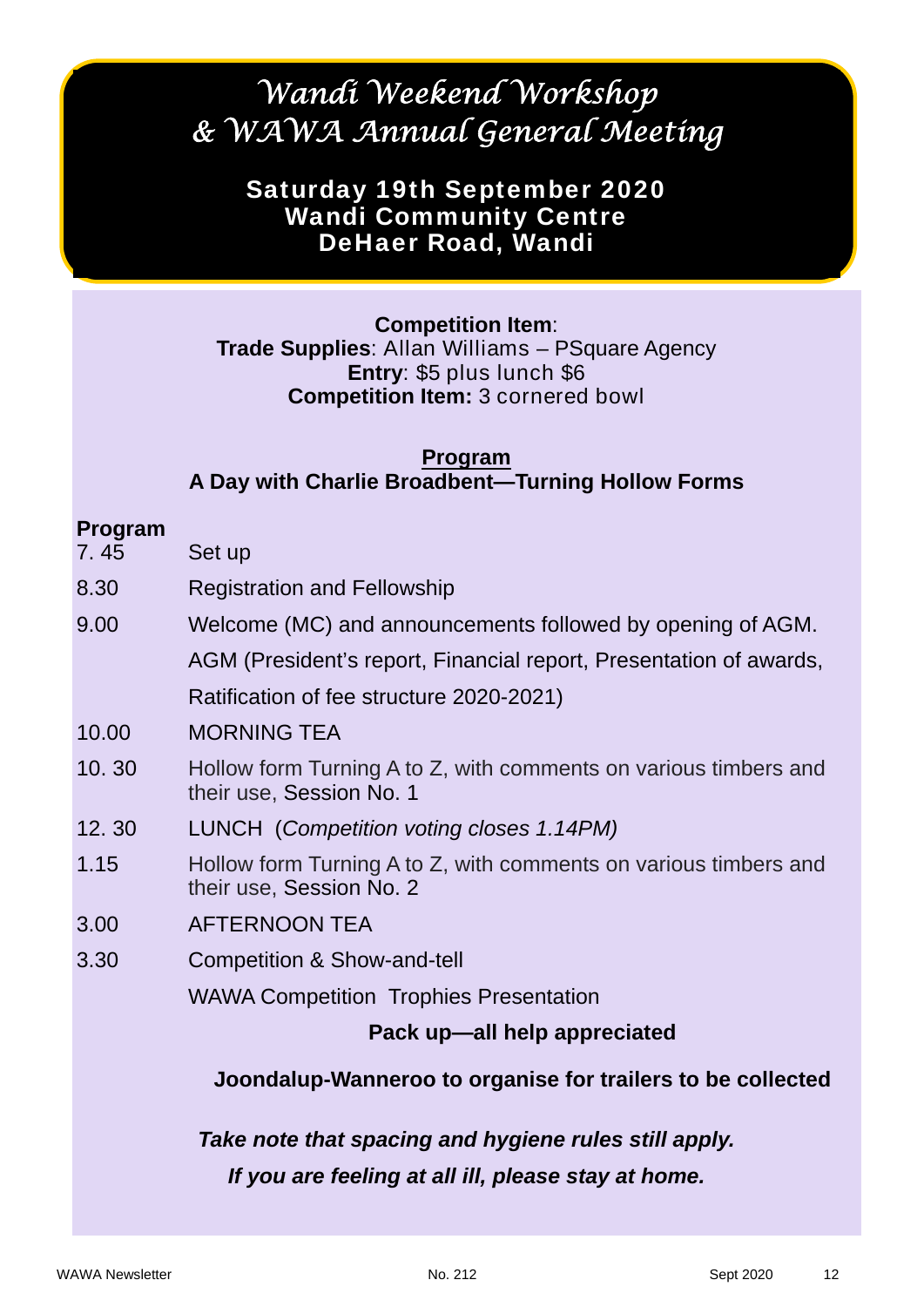# Wandi Weekend Workshop & WAWA Annual General Meeting

**Saturday 19th September 2020**
**Wandi Community Centre**
**DeHaer Road, Wandi**

**Competition Item**:
**Trade Supplies**: Allan Williams – PSquare Agency
**Entry**: $5 plus lunch $6
**Competition Item:** 3 cornered bowl

**Program**
**A Day with Charlie Broadbent—Turning Hollow Forms**

**Program**

| | |
|---|---|
| 7. 45 | Set up |
| 8.30 | Registration and Fellowship |
| 9.00 | Welcome (MC) and announcements followed by opening of AGM. AGM (President's report, Financial report, Presentation of awards, Ratification of fee structure 2020-2021) |
| 10.00 | MORNING TEA |
| 10. 30 | Hollow form Turning A to Z, with comments on various timbers and their use, Session No. 1 |
| 12. 30 | LUNCH (*Competition voting closes 1.14PM)* |
| 1.15 | Hollow form Turning A to Z, with comments on various timbers and their use, Session No. 2 |
| 3.00 | AFTERNOON TEA |
| 3.30 | Competition & Show-and-tell<br>WAWA Competition Trophies Presentation |

**Pack up—all help appreciated**

**Joondalup-Wanneroo to organise for trailers to be collected**

***Take note that spacing and hygiene rules still apply.***

***If you are feeling at all ill, please stay at home.***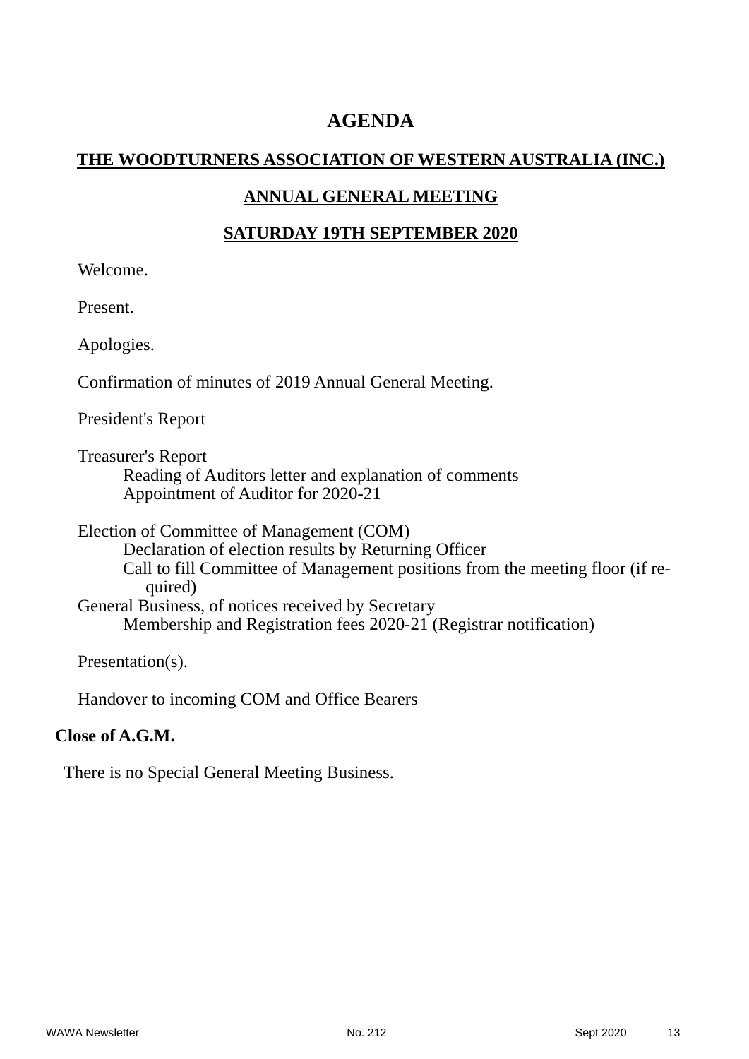# AGENDA

## THE WOODTURNERS ASSOCIATION OF WESTERN AUSTRALIA (INC.)

## ANNUAL GENERAL MEETING

## SATURDAY 19TH SEPTEMBER 2020

Welcome.

Present.

Apologies.

Confirmation of minutes of 2019 Annual General Meeting.

President's Report

Treasurer's Report
- Reading of Auditors letter and explanation of comments
- Appointment of Auditor for 2020-21

Election of Committee of Management (COM)
- Declaration of election results by Returning Officer
- Call to fill Committee of Management positions from the meeting floor (if required)

General Business, of notices received by Secretary
- Membership and Registration fees 2020-21 (Registrar notification)

Presentation(s).

Handover to incoming COM and Office Bearers

**Close of A.G.M.**

There is no Special General Meeting Business.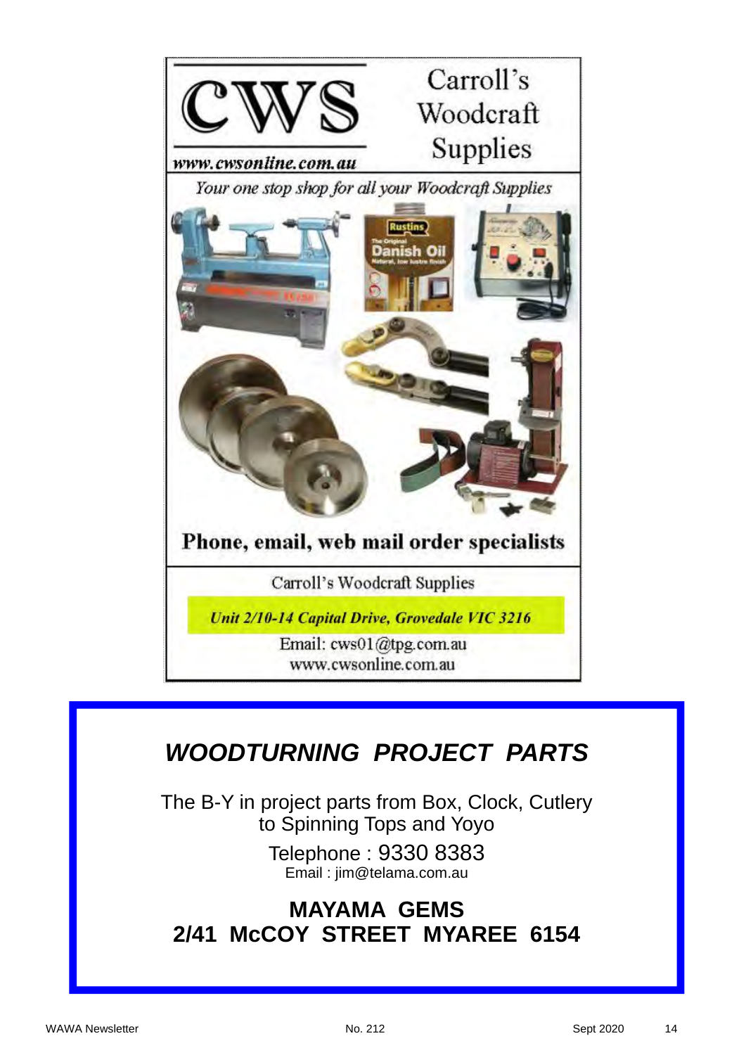# CWS

www.cwsonline.com.au

Carroll's Woodcraft Supplies

*Your one stop shop for all your Woodcraft Supplies*

**Phone, email, web mail order specialists**

Carroll's Woodcraft Supplies

***Unit 2/10-14 Capital Drive, Grovedale VIC 3216***

Email: cws01@tpg.com.au
www.cwsonline.com.au

## *WOODTURNING PROJECT PARTS*

The B-Y in project parts from Box, Clock, Cutlery to Spinning Tops and Yoyo

Telephone : 9330 8383
Email : jim@telama.com.au

**MAYAMA GEMS**
**2/41 McCOY STREET MYAREE 6154**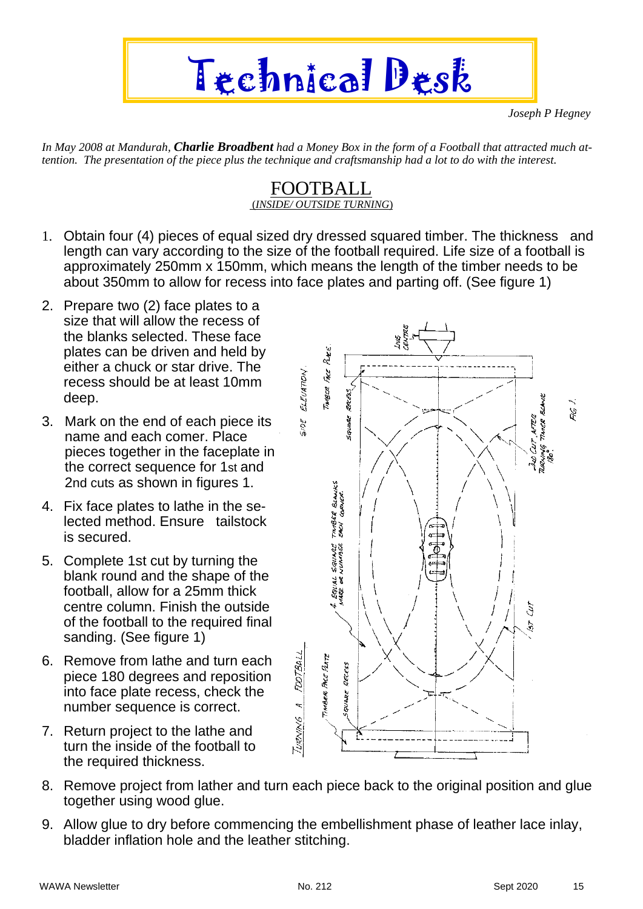# Technical Desk

*Joseph P Hegney*

*In May 2008 at Mandurah, **Charlie Broadbent** had a Money Box in the form of a Football that attracted much attention. The presentation of the piece plus the technique and craftsmanship had a lot to do with the interest.*

## FOOTBALL

*(INSIDE/ OUTSIDE TURNING)*

1. Obtain four (4) pieces of equal sized dry dressed squared timber. The thickness and length can vary according to the size of the football required. Life size of a football is approximately 250mm x 150mm, which means the length of the timber needs to be about 350mm to allow for recess into face plates and parting off. (See figure 1)
2. Prepare two (2) face plates to a size that will allow the recess of the blanks selected. These face plates can be driven and held by either a chuck or star drive. The recess should be at least 10mm deep.
3. Mark on the end of each piece its name and each comer. Place pieces together in the faceplate in the correct sequence for 1st and 2nd cuts as shown in figures 1.
4. Fix face plates to lathe in the selected method. Ensure tailstock is secured.
5. Complete 1st cut by turning the blank round and the shape of the football, allow for a 25mm thick centre column. Finish the outside of the football to the required final sanding. (See figure 1)
6. Remove from lathe and turn each piece 180 degrees and reposition into face plate recess, check the number sequence is correct.
7. Return project to the lathe and turn the inside of the football to the required thickness.
8. Remove project from lather and turn each piece back to the original position and glue together using wood glue.
9. Allow glue to dry before commencing the embellishment phase of leather lace inlay, bladder inflation hole and the leather stitching.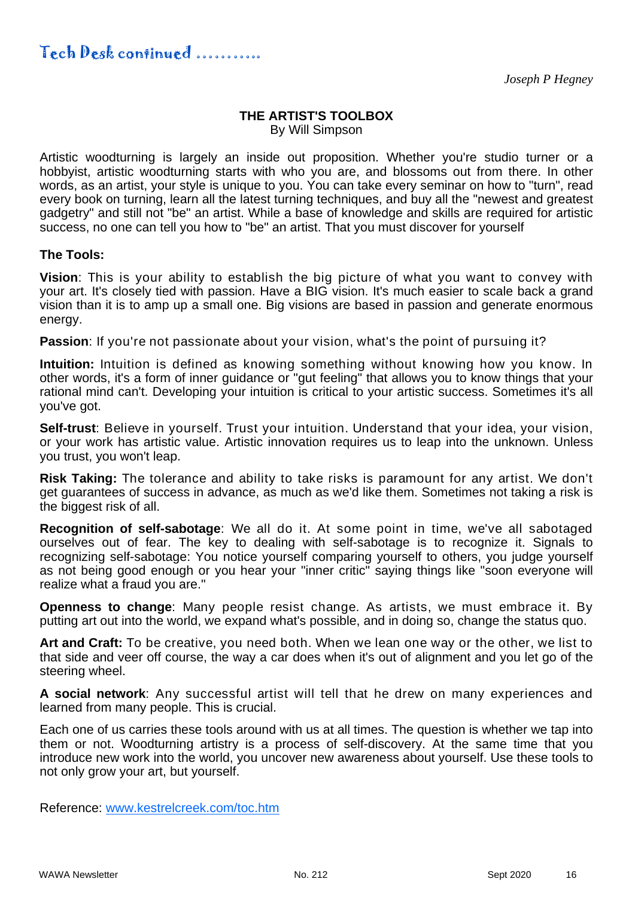## Tech Desk continued ..........

*Joseph P Hegney*

### THE ARTIST'S TOOLBOX

By Will Simpson

Artistic woodturning is largely an inside out proposition. Whether you're studio turner or a hobbyist, artistic woodturning starts with who you are, and blossoms out from there. In other words, as an artist, your style is unique to you. You can take every seminar on how to "turn", read every book on turning, learn all the latest turning techniques, and buy all the "newest and greatest gadgetry" and still not "be" an artist. While a base of knowledge and skills are required for artistic success, no one can tell you how to "be" an artist. That you must discover for yourself

**The Tools:**

**Vision**: This is your ability to establish the big picture of what you want to convey with your art. It's closely tied with passion. Have a BIG vision. It's much easier to scale back a grand vision than it is to amp up a small one. Big visions are based in passion and generate enormous energy.

**Passion**: If you're not passionate about your vision, what's the point of pursuing it?

**Intuition:** Intuition is defined as knowing something without knowing how you know. In other words, it's a form of inner guidance or "gut feeling" that allows you to know things that your rational mind can't. Developing your intuition is critical to your artistic success. Sometimes it's all you've got.

**Self-trust**: Believe in yourself. Trust your intuition. Understand that your idea, your vision, or your work has artistic value. Artistic innovation requires us to leap into the unknown. Unless you trust, you won't leap.

**Risk Taking:** The tolerance and ability to take risks is paramount for any artist. We don't get guarantees of success in advance, as much as we'd like them. Sometimes not taking a risk is the biggest risk of all.

**Recognition of self-sabotage**: We all do it. At some point in time, we've all sabotaged ourselves out of fear. The key to dealing with self-sabotage is to recognize it. Signals to recognizing self-sabotage: You notice yourself comparing yourself to others, you judge yourself as not being good enough or you hear your "inner critic" saying things like "soon everyone will realize what a fraud you are."

**Openness to change**: Many people resist change. As artists, we must embrace it. By putting art out into the world, we expand what's possible, and in doing so, change the status quo.

**Art and Craft:** To be creative, you need both. When we lean one way or the other, we list to that side and veer off course, the way a car does when it's out of alignment and you let go of the steering wheel.

**A social network**: Any successful artist will tell that he drew on many experiences and learned from many people. This is crucial.

Each one of us carries these tools around with us at all times. The question is whether we tap into them or not. Woodturning artistry is a process of self-discovery. At the same time that you introduce new work into the world, you uncover new awareness about yourself. Use these tools to not only grow your art, but yourself.

Reference: [www.kestrelcreek.com/toc.htm](http://www.kestrelcreek.com/toc.htm)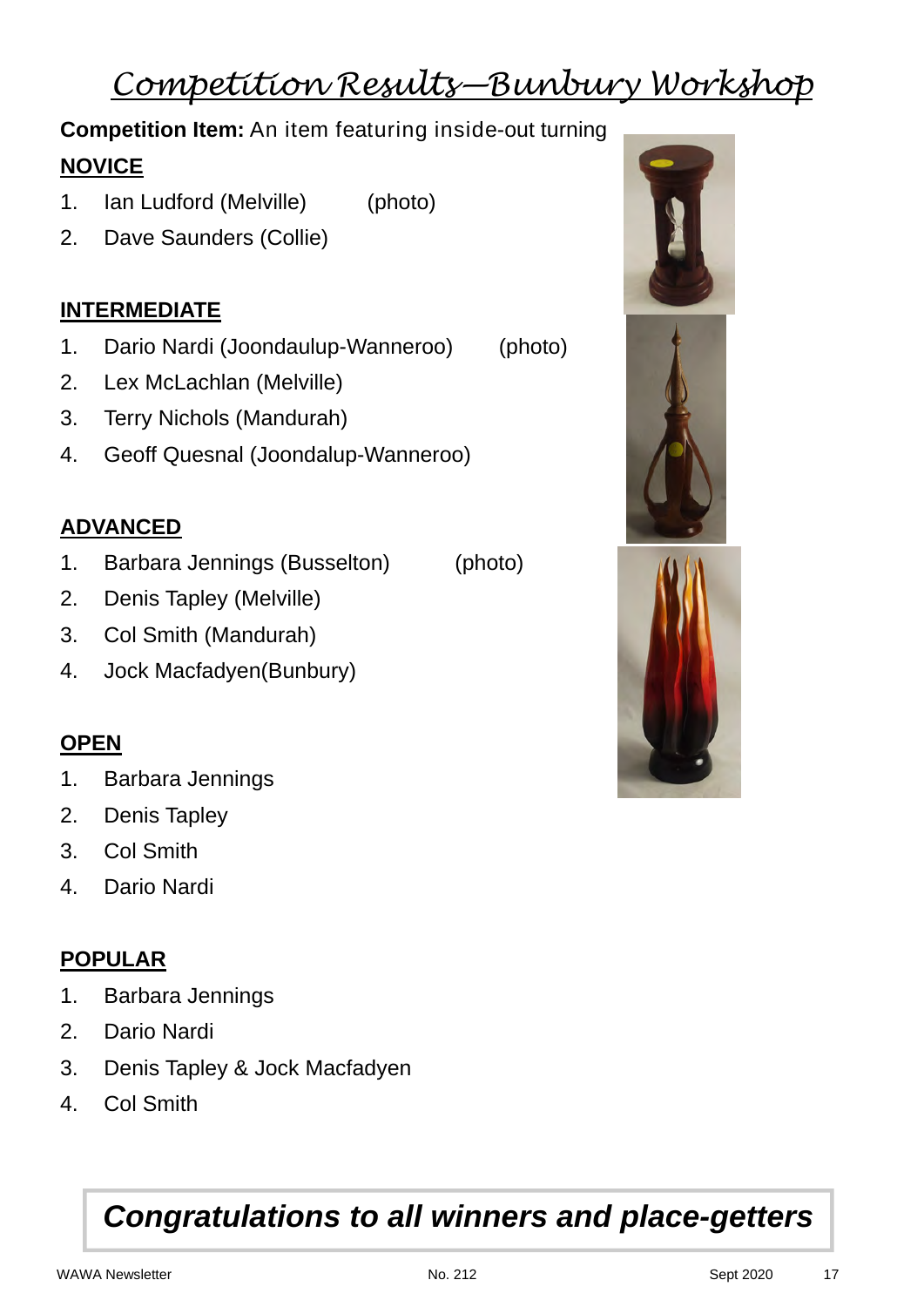# Competition Results—Bunbury Workshop

**Competition Item:** An item featuring inside-out turning

**NOVICE**

1. Ian Ludford (Melville) (photo)
2. Dave Saunders (Collie)

**INTERMEDIATE**

1. Dario Nardi (Joondaulup-Wanneroo) (photo)
2. Lex McLachlan (Melville)
3. Terry Nichols (Mandurah)
4. Geoff Quesnal (Joondalup-Wanneroo)

**ADVANCED**

1. Barbara Jennings (Busselton) (photo)
2. Denis Tapley (Melville)
3. Col Smith (Mandurah)
4. Jock Macfadyen(Bunbury)

**OPEN**

1. Barbara Jennings
2. Denis Tapley
3. Col Smith
4. Dario Nardi

**POPULAR**

1. Barbara Jennings
2. Dario Nardi
3. Denis Tapley & Jock Macfadyen
4. Col Smith

***Congratulations to all winners and place-getters***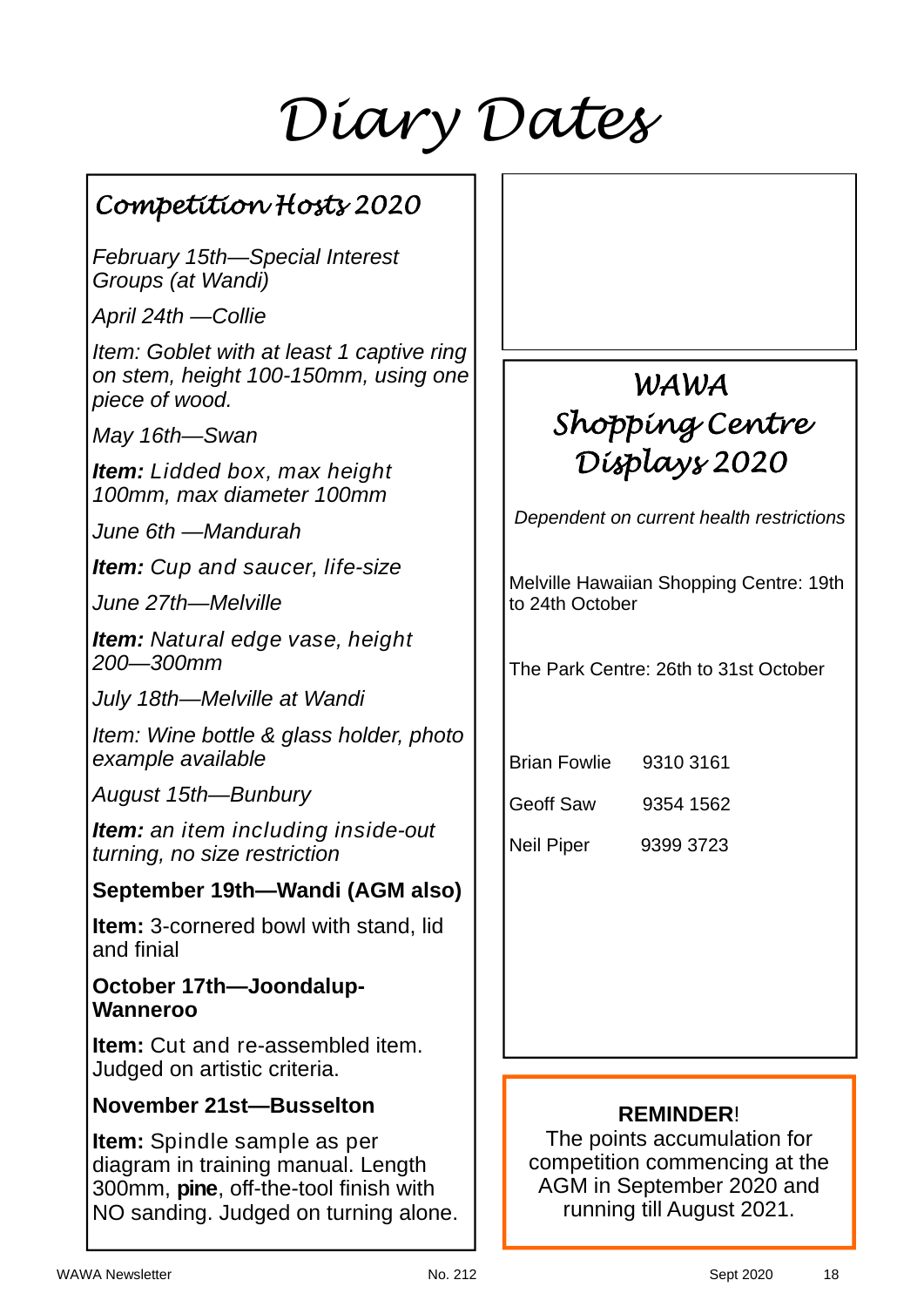# Diary Dates

## *Competition Hosts 2020*

*February 15th—Special Interest Groups (at Wandi)*

*April 24th —Collie*

*Item: Goblet with at least 1 captive ring on stem, height 100-150mm, using one piece of wood.*

*May 16th—Swan*

***Item:** Lidded box, max height 100mm, max diameter 100mm*

*June 6th —Mandurah*

***Item:** Cup and saucer, life-size*

*June 27th—Melville*

***Item:** Natural edge vase, height 200—300mm*

*July 18th—Melville at Wandi*

*Item: Wine bottle & glass holder, photo example available*

*August 15th—Bunbury*

***Item:** an item including inside-out turning, no size restriction*

**September 19th—Wandi (AGM also)**

**Item:** 3-cornered bowl with stand, lid and finial

**October 17th—Joondalup-Wanneroo**

**Item:** Cut and re-assembled item. Judged on artistic criteria.

**November 21st—Busselton**

**Item:** Spindle sample as per diagram in training manual. Length 300mm, **pine**, off-the-tool finish with NO sanding. Judged on turning alone.

## *WAWA Shopping Centre Displays 2020*

*Dependent on current health restrictions*

Melville Hawaiian Shopping Centre: 19th to 24th October

The Park Centre: 26th to 31st October

| | |
|---|---|
| Brian Fowlie | 9310 3161 |
| Geoff Saw | 9354 1562 |
| Neil Piper | 9399 3723 |

**REMINDER**!

The points accumulation for competition commencing at the AGM in September 2020 and running till August 2021.